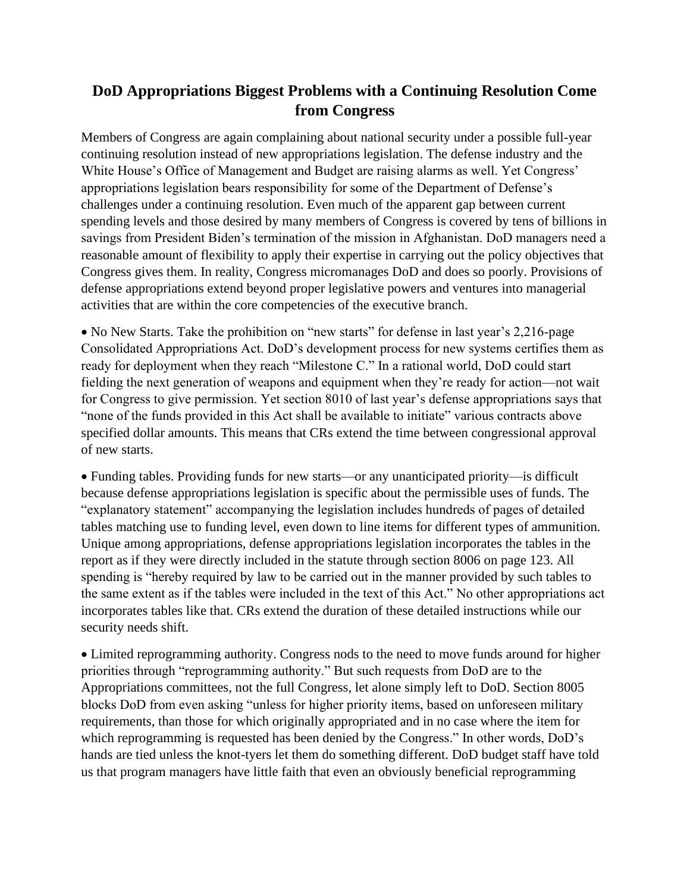# DoD Appropriations Biggest Problems with a Continuing Resolution Come from Congress

Members of Congress are again complaining about national security under a possible full-year continuing resolution instead of new appropriations legislation. The defense industry and the White House's Office of Management and Budget are raising alarms as well. Yet Congress' appropriations legislation bears responsibility for some of the Department of Defense's challenges under a continuing resolution. Even much of the apparent gap between current spending levels and those desired by many members of Congress is covered by tens of billions in savings from President Biden's termination of the mission in Afghanistan. DoD managers need a reasonable amount of flexibility to apply their expertise in carrying out the policy objectives that Congress gives them. In reality, Congress micromanages DoD and does so poorly. Provisions of defense appropriations extend beyond proper legislative powers and ventures into managerial activities that are within the core competencies of the executive branch.

- No New Starts. Take the prohibition on "new starts" for defense in last year's 2,216-page Consolidated Appropriations Act. DoD's development process for new systems certifies them as ready for deployment when they reach "Milestone C." In a rational world, DoD could start fielding the next generation of weapons and equipment when they're ready for action—not wait for Congress to give permission. Yet section 8010 of last year's defense appropriations says that "none of the funds provided in this Act shall be available to initiate" various contracts above specified dollar amounts. This means that CRs extend the time between congressional approval of new starts.

- Funding tables. Providing funds for new starts—or any unanticipated priority—is difficult because defense appropriations legislation is specific about the permissible uses of funds. The "explanatory statement" accompanying the legislation includes hundreds of pages of detailed tables matching use to funding level, even down to line items for different types of ammunition. Unique among appropriations, defense appropriations legislation incorporates the tables in the report as if they were directly included in the statute through section 8006 on page 123. All spending is "hereby required by law to be carried out in the manner provided by such tables to the same extent as if the tables were included in the text of this Act." No other appropriations act incorporates tables like that. CRs extend the duration of these detailed instructions while our security needs shift.

- Limited reprogramming authority. Congress nods to the need to move funds around for higher priorities through "reprogramming authority." But such requests from DoD are to the Appropriations committees, not the full Congress, let alone simply left to DoD. Section 8005 blocks DoD from even asking "unless for higher priority items, based on unforeseen military requirements, than those for which originally appropriated and in no case where the item for which reprogramming is requested has been denied by the Congress." In other words, DoD's hands are tied unless the knot-tyers let them do something different. DoD budget staff have told us that program managers have little faith that even an obviously beneficial reprogramming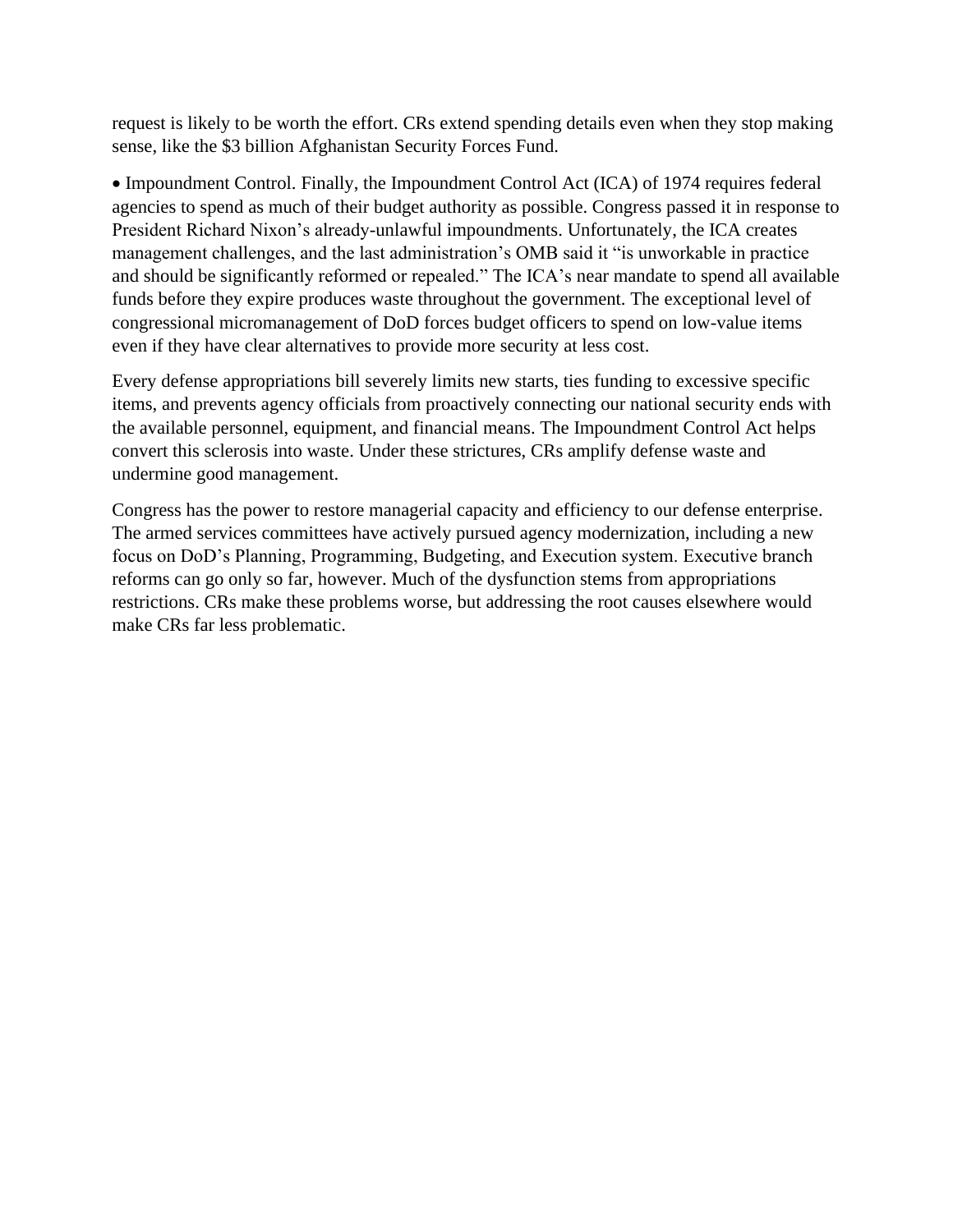request is likely to be worth the effort. CRs extend spending details even when they stop making sense, like the $3 billion Afghanistan Security Forces Fund.

- Impoundment Control. Finally, the Impoundment Control Act (ICA) of 1974 requires federal agencies to spend as much of their budget authority as possible. Congress passed it in response to President Richard Nixon's already-unlawful impoundments. Unfortunately, the ICA creates management challenges, and the last administration's OMB said it "is unworkable in practice and should be significantly reformed or repealed." The ICA's near mandate to spend all available funds before they expire produces waste throughout the government. The exceptional level of congressional micromanagement of DoD forces budget officers to spend on low-value items even if they have clear alternatives to provide more security at less cost.

Every defense appropriations bill severely limits new starts, ties funding to excessive specific items, and prevents agency officials from proactively connecting our national security ends with the available personnel, equipment, and financial means. The Impoundment Control Act helps convert this sclerosis into waste. Under these strictures, CRs amplify defense waste and undermine good management.

Congress has the power to restore managerial capacity and efficiency to our defense enterprise. The armed services committees have actively pursued agency modernization, including a new focus on DoD's Planning, Programming, Budgeting, and Execution system. Executive branch reforms can go only so far, however. Much of the dysfunction stems from appropriations restrictions. CRs make these problems worse, but addressing the root causes elsewhere would make CRs far less problematic.